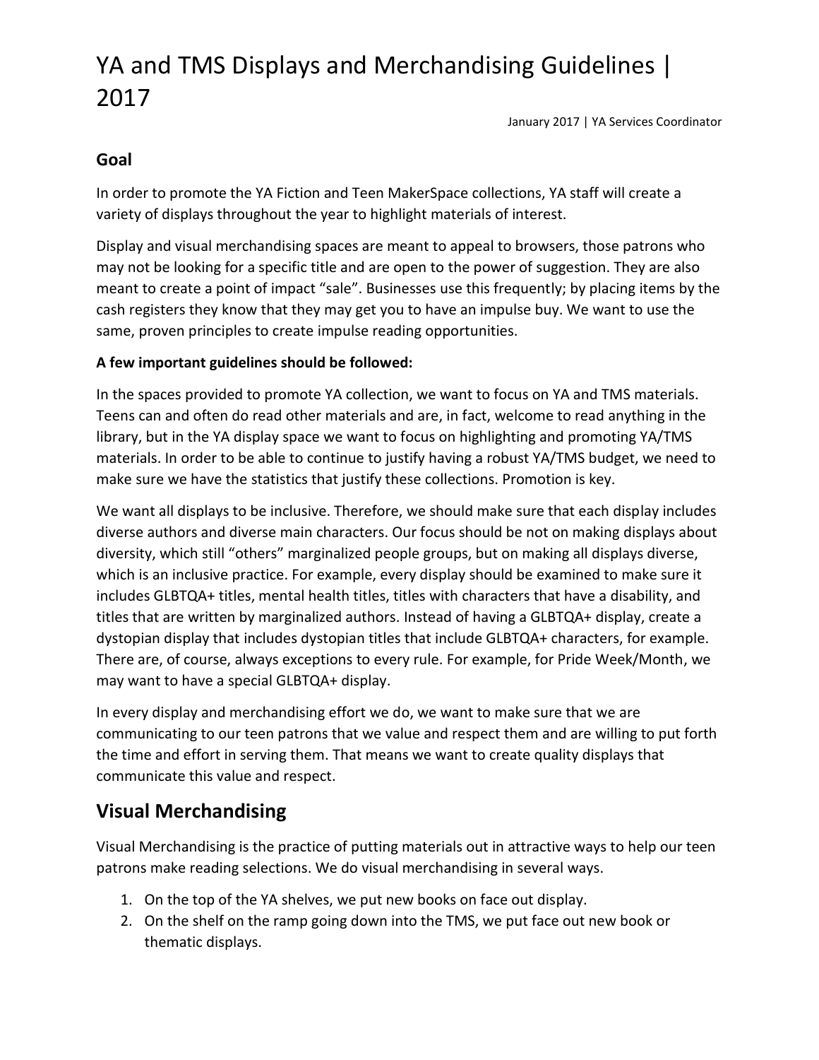# YA and TMS Displays and Merchandising Guidelines | 2017

January 2017 | YA Services Coordinator

### Goal

In order to promote the YA Fiction and Teen MakerSpace collections, YA staff will create a variety of displays throughout the year to highlight materials of interest.

Display and visual merchandising spaces are meant to appeal to browsers, those patrons who may not be looking for a specific title and are open to the power of suggestion. They are also meant to create a point of impact "sale". Businesses use this frequently; by placing items by the cash registers they know that they may get you to have an impulse buy. We want to use the same, proven principles to create impulse reading opportunities.

**A few important guidelines should be followed:**

In the spaces provided to promote YA collection, we want to focus on YA and TMS materials. Teens can and often do read other materials and are, in fact, welcome to read anything in the library, but in the YA display space we want to focus on highlighting and promoting YA/TMS materials. In order to be able to continue to justify having a robust YA/TMS budget, we need to make sure we have the statistics that justify these collections. Promotion is key.

We want all displays to be inclusive. Therefore, we should make sure that each display includes diverse authors and diverse main characters. Our focus should be not on making displays about diversity, which still "others" marginalized people groups, but on making all displays diverse, which is an inclusive practice. For example, every display should be examined to make sure it includes GLBTQA+ titles, mental health titles, titles with characters that have a disability, and titles that are written by marginalized authors. Instead of having a GLBTQA+ display, create a dystopian display that includes dystopian titles that include GLBTQA+ characters, for example. There are, of course, always exceptions to every rule. For example, for Pride Week/Month, we may want to have a special GLBTQA+ display.

In every display and merchandising effort we do, we want to make sure that we are communicating to our teen patrons that we value and respect them and are willing to put forth the time and effort in serving them. That means we want to create quality displays that communicate this value and respect.

## Visual Merchandising

Visual Merchandising is the practice of putting materials out in attractive ways to help our teen patrons make reading selections. We do visual merchandising in several ways.

1. On the top of the YA shelves, we put new books on face out display.
2. On the shelf on the ramp going down into the TMS, we put face out new book or thematic displays.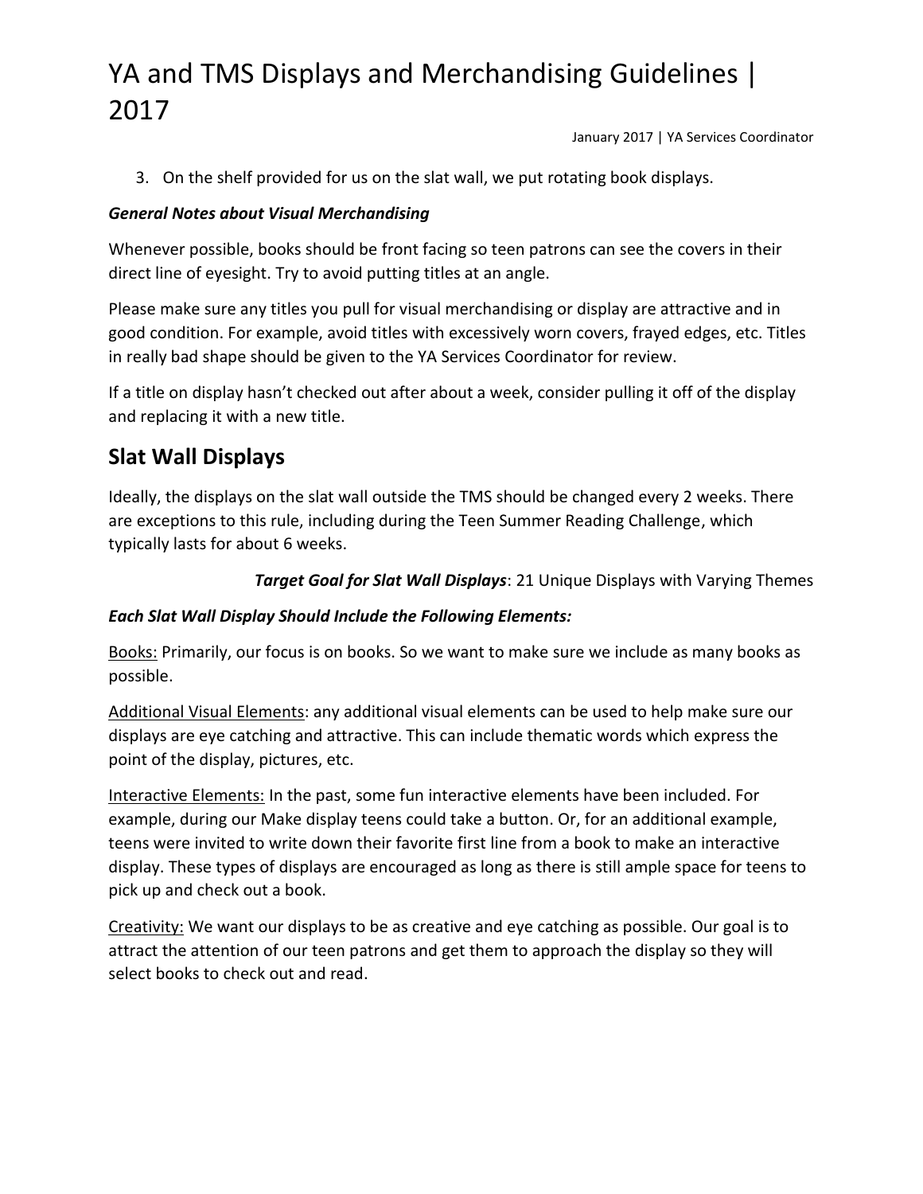3. On the shelf provided for us on the slat wall, we put rotating book displays.

***General Notes about Visual Merchandising***

Whenever possible, books should be front facing so teen patrons can see the covers in their direct line of eyesight. Try to avoid putting titles at an angle.

Please make sure any titles you pull for visual merchandising or display are attractive and in good condition. For example, avoid titles with excessively worn covers, frayed edges, etc. Titles in really bad shape should be given to the YA Services Coordinator for review.

If a title on display hasn't checked out after about a week, consider pulling it off of the display and replacing it with a new title.

## Slat Wall Displays

Ideally, the displays on the slat wall outside the TMS should be changed every 2 weeks. There are exceptions to this rule, including during the Teen Summer Reading Challenge, which typically lasts for about 6 weeks.

***Target Goal for Slat Wall Displays***: 21 Unique Displays with Varying Themes

***Each Slat Wall Display Should Include the Following Elements:***

<u>Books:</u> Primarily, our focus is on books. So we want to make sure we include as many books as possible.

<u>Additional Visual Elements</u>: any additional visual elements can be used to help make sure our displays are eye catching and attractive. This can include thematic words which express the point of the display, pictures, etc.

<u>Interactive Elements:</u> In the past, some fun interactive elements have been included. For example, during our Make display teens could take a button. Or, for an additional example, teens were invited to write down their favorite first line from a book to make an interactive display. These types of displays are encouraged as long as there is still ample space for teens to pick up and check out a book.

<u>Creativity:</u> We want our displays to be as creative and eye catching as possible. Our goal is to attract the attention of our teen patrons and get them to approach the display so they will select books to check out and read.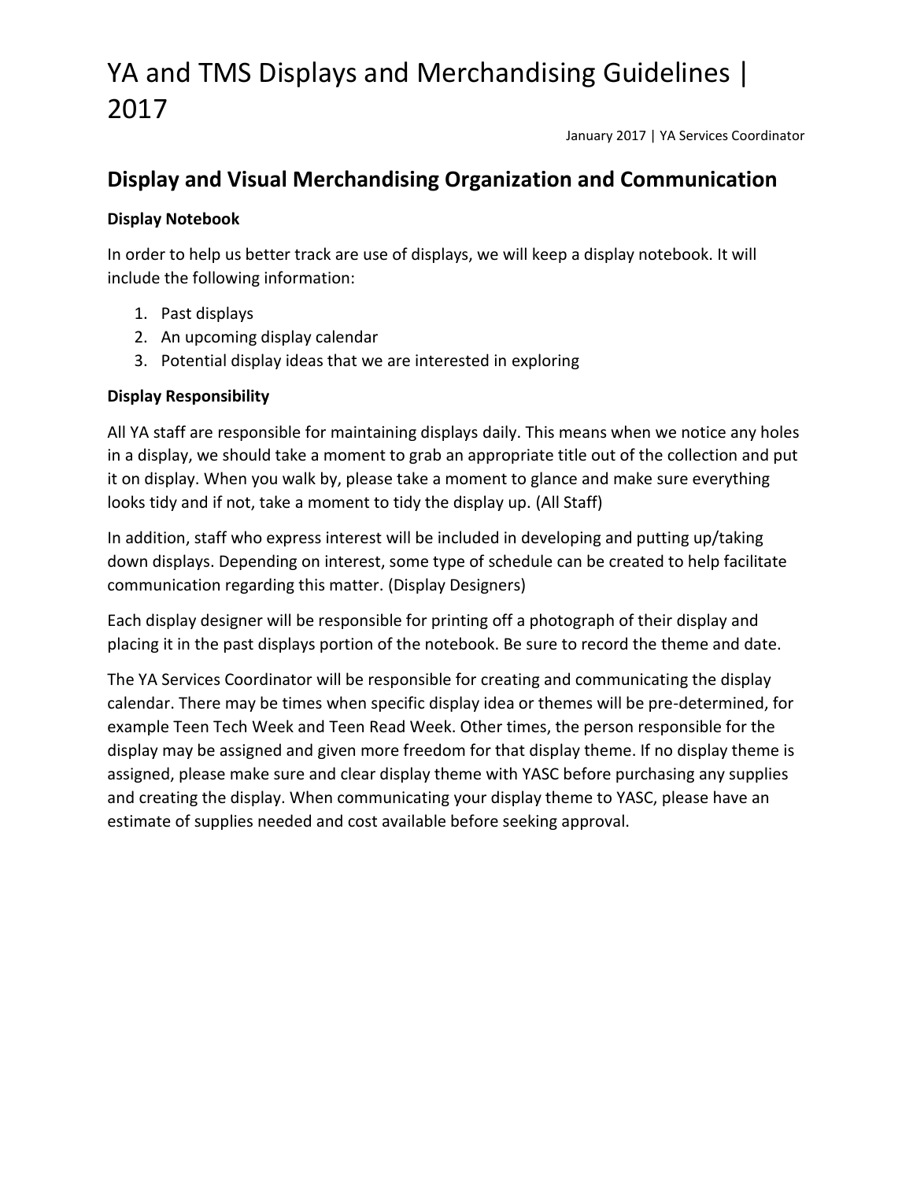# YA and TMS Displays and Merchandising Guidelines | 2017

January 2017 | YA Services Coordinator

## Display and Visual Merchandising Organization and Communication

**Display Notebook**

In order to help us better track are use of displays, we will keep a display notebook. It will include the following information:

1. Past displays
2. An upcoming display calendar
3. Potential display ideas that we are interested in exploring

**Display Responsibility**

All YA staff are responsible for maintaining displays daily. This means when we notice any holes in a display, we should take a moment to grab an appropriate title out of the collection and put it on display. When you walk by, please take a moment to glance and make sure everything looks tidy and if not, take a moment to tidy the display up. (All Staff)

In addition, staff who express interest will be included in developing and putting up/taking down displays. Depending on interest, some type of schedule can be created to help facilitate communication regarding this matter. (Display Designers)

Each display designer will be responsible for printing off a photograph of their display and placing it in the past displays portion of the notebook. Be sure to record the theme and date.

The YA Services Coordinator will be responsible for creating and communicating the display calendar. There may be times when specific display idea or themes will be pre-determined, for example Teen Tech Week and Teen Read Week. Other times, the person responsible for the display may be assigned and given more freedom for that display theme. If no display theme is assigned, please make sure and clear display theme with YASC before purchasing any supplies and creating the display. When communicating your display theme to YASC, please have an estimate of supplies needed and cost available before seeking approval.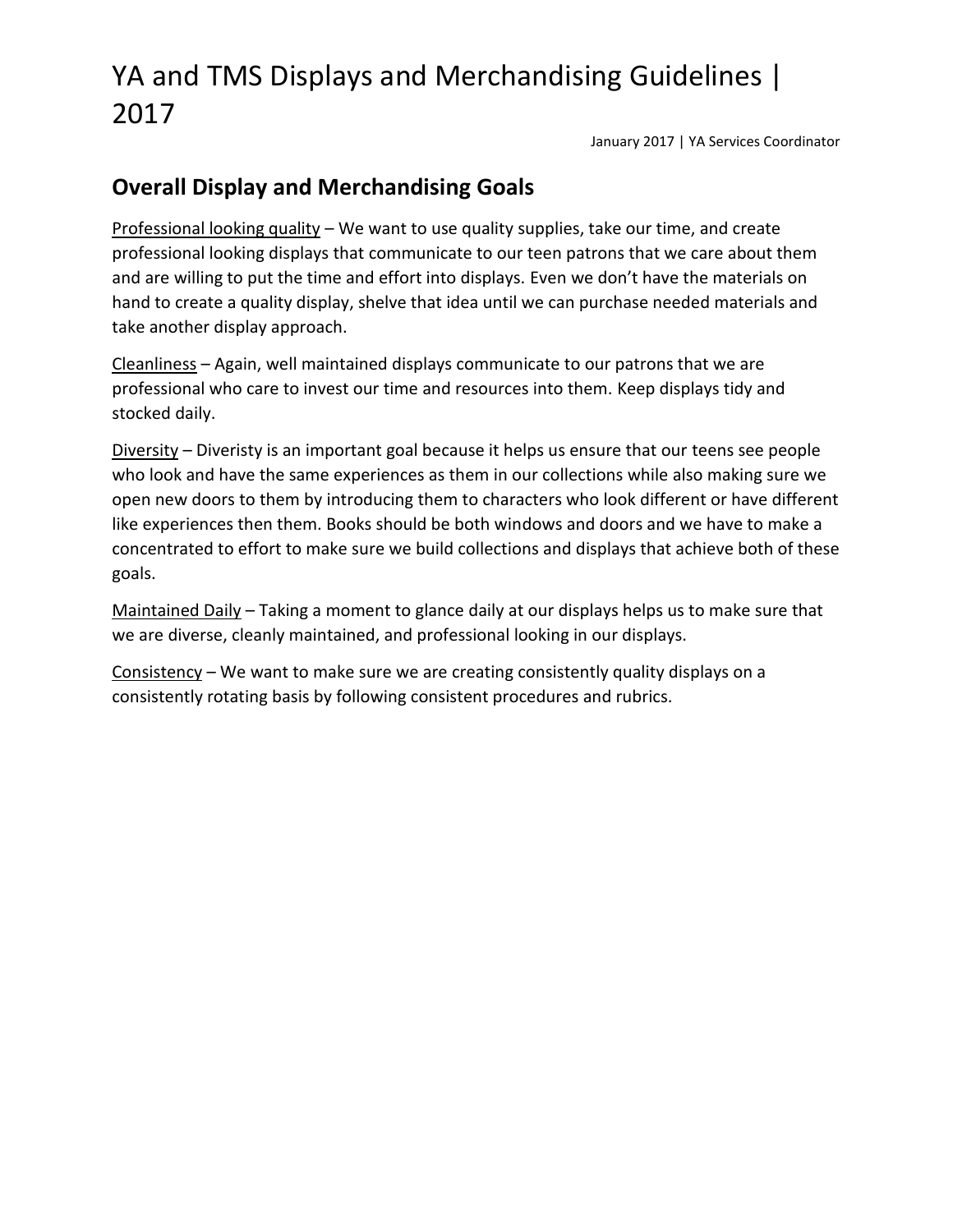# YA and TMS Displays and Merchandising Guidelines | 2017

January 2017 | YA Services Coordinator

## Overall Display and Merchandising Goals

Professional looking quality – We want to use quality supplies, take our time, and create professional looking displays that communicate to our teen patrons that we care about them and are willing to put the time and effort into displays. Even we don't have the materials on hand to create a quality display, shelve that idea until we can purchase needed materials and take another display approach.

Cleanliness – Again, well maintained displays communicate to our patrons that we are professional who care to invest our time and resources into them. Keep displays tidy and stocked daily.

Diversity – Diveristy is an important goal because it helps us ensure that our teens see people who look and have the same experiences as them in our collections while also making sure we open new doors to them by introducing them to characters who look different or have different like experiences then them. Books should be both windows and doors and we have to make a concentrated to effort to make sure we build collections and displays that achieve both of these goals.

Maintained Daily – Taking a moment to glance daily at our displays helps us to make sure that we are diverse, cleanly maintained, and professional looking in our displays.

Consistency – We want to make sure we are creating consistently quality displays on a consistently rotating basis by following consistent procedures and rubrics.